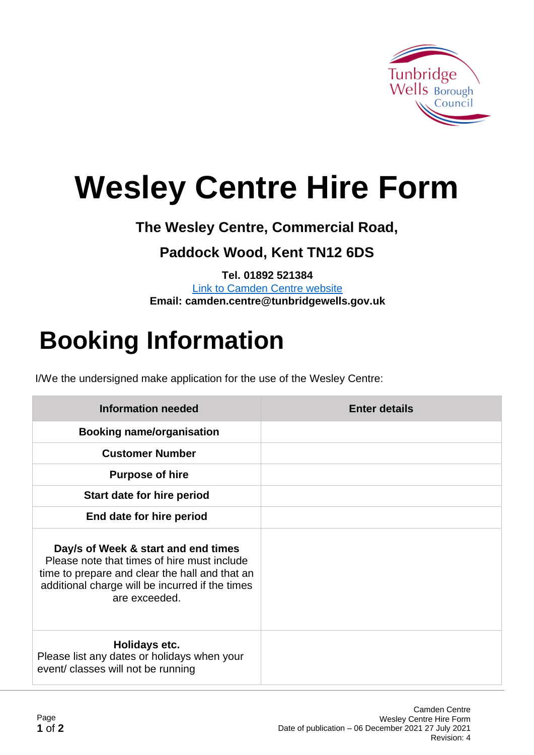# Wesley Centre Hire Form

**The Wesley Centre, Commercial Road,**

**Paddock Wood, Kent TN12 6DS**

**Tel. 01892 521384**

[Link to Camden Centre website]

**Email: camden.centre@tunbridgewells.gov.uk**

# Booking Information

I/We the undersigned make application for the use of the Wesley Centre:

| Information needed | Enter details |
| --- | --- |
| **Booking name/organisation** | |
| **Customer Number** | |
| **Purpose of hire** | |
| **Start date for hire period** | |
| **End date for hire period** | |
| **Day/s of Week & start and end times** Please note that times of hire must include time to prepare and clear the hall and that an additional charge will be incurred if the times are exceeded. | |
| **Holidays etc.** Please list any dates or holidays when your event/ classes will not be running | |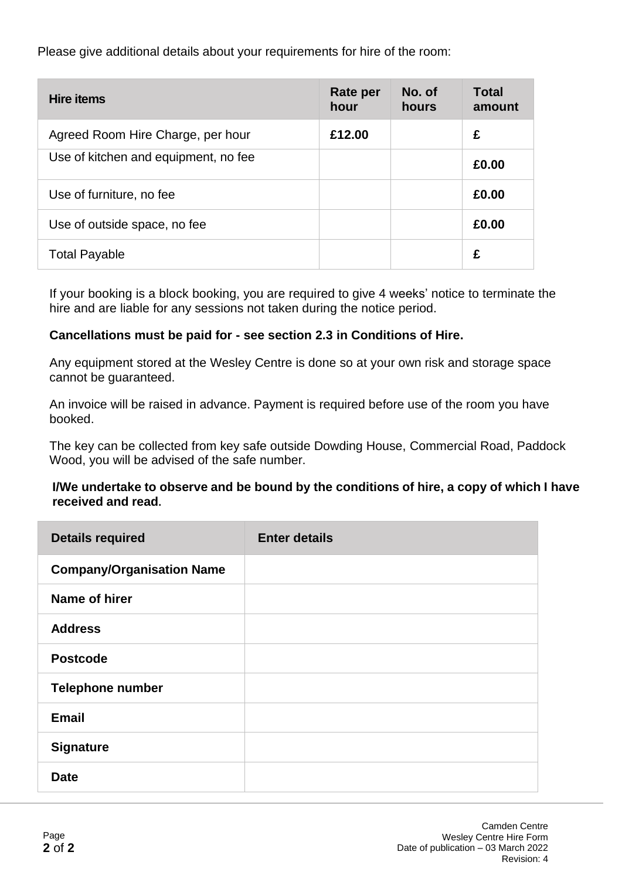Please give additional details about your requirements for hire of the room:

| Hire items | Rate per hour | No. of hours | Total amount |
|---|---|---|---|
| Agreed Room Hire Charge, per hour | **£12.00** | | **£** |
| Use of kitchen and equipment, no fee | | | **£0.00** |
| Use of furniture, no fee | | | **£0.00** |
| Use of outside space, no fee | | | **£0.00** |
| Total Payable | | | **£** |

If your booking is a block booking, you are required to give 4 weeks' notice to terminate the hire and are liable for any sessions not taken during the notice period.

**Cancellations must be paid for - see section 2.3 in Conditions of Hire.**

Any equipment stored at the Wesley Centre is done so at your own risk and storage space cannot be guaranteed.

An invoice will be raised in advance. Payment is required before use of the room you have booked.

The key can be collected from key safe outside Dowding House, Commercial Road, Paddock Wood, you will be advised of the safe number.

**I/We undertake to observe and be bound by the conditions of hire, a copy of which I have received and read**.

| Details required | Enter details |
|---|---|
| **Company/Organisation Name** | |
| **Name of hirer** | |
| **Address** | |
| **Postcode** | |
| **Telephone number** | |
| **Email** | |
| **Signature** | |
| **Date** | |

Camden Centre
Wesley Centre Hire Form
Date of publication – 03 March 2022
Revision: 4